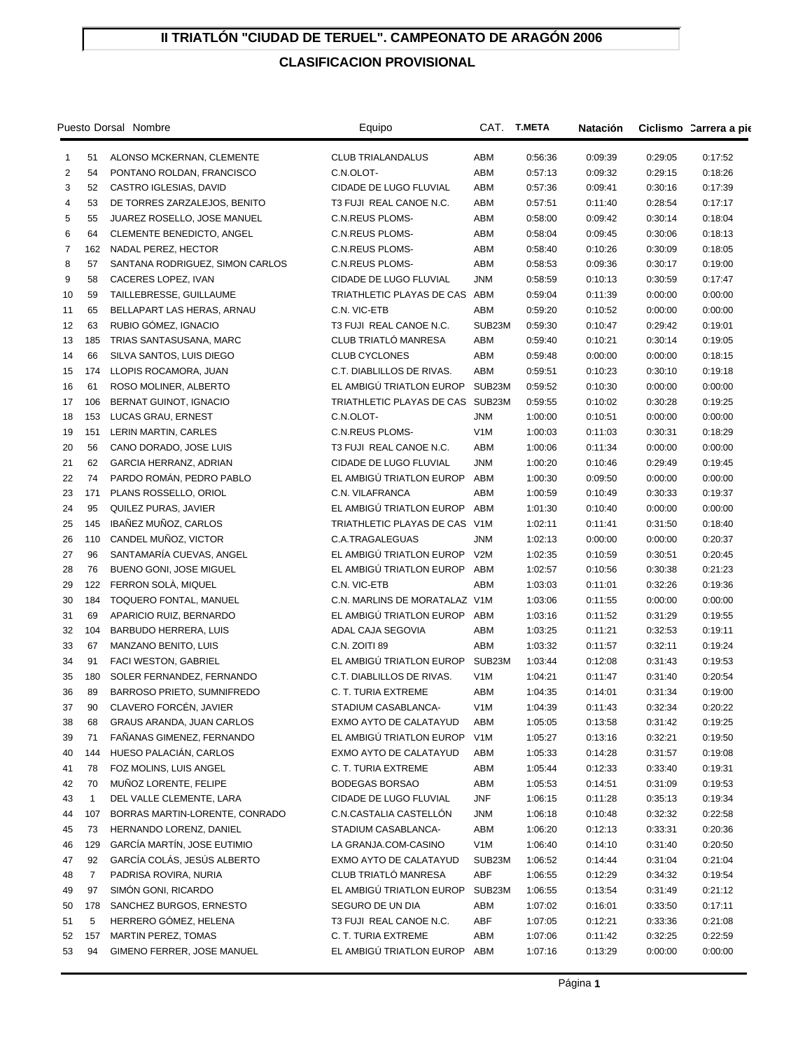# II TRIATLÓN "CIUDAD DE TERUEL". CAMPEONATO DE ARAGÓN 2006

## CLASIFICACION PROVISIONAL

| Puesto | Dorsal | Nombre | Equipo | CAT. | T.META | Natación | Ciclismo | Carrera a pie |
|---|---|---|---|---|---|---|---|---|
| 1 | 51 | ALONSO MCKERNAN, CLEMENTE | CLUB TRIALANDALUS | ABM | 0:56:36 | 0:09:39 | 0:29:05 | 0:17:52 |
| 2 | 54 | PONTANO ROLDAN, FRANCISCO | C.N.OLOT- | ABM | 0:57:13 | 0:09:32 | 0:29:15 | 0:18:26 |
| 3 | 52 | CASTRO IGLESIAS, DAVID | CIDADE DE LUGO FLUVIAL | ABM | 0:57:36 | 0:09:41 | 0:30:16 | 0:17:39 |
| 4 | 53 | DE TORRES ZARZALEJOS, BENITO | T3 FUJI REAL CANOE N.C. | ABM | 0:57:51 | 0:11:40 | 0:28:54 | 0:17:17 |
| 5 | 55 | JUAREZ ROSELLO, JOSE MANUEL | C.N.REUS PLOMS- | ABM | 0:58:00 | 0:09:42 | 0:30:14 | 0:18:04 |
| 6 | 64 | CLEMENTE BENEDICTO, ANGEL | C.N.REUS PLOMS- | ABM | 0:58:04 | 0:09:45 | 0:30:06 | 0:18:13 |
| 7 | 162 | NADAL PEREZ, HECTOR | C.N.REUS PLOMS- | ABM | 0:58:40 | 0:10:26 | 0:30:09 | 0:18:05 |
| 8 | 57 | SANTANA RODRIGUEZ, SIMON CARLOS | C.N.REUS PLOMS- | ABM | 0:58:53 | 0:09:36 | 0:30:17 | 0:19:00 |
| 9 | 58 | CACERES LOPEZ, IVAN | CIDADE DE LUGO FLUVIAL | JNM | 0:58:59 | 0:10:13 | 0:30:59 | 0:17:47 |
| 10 | 59 | TAILLEBRESSE, GUILLAUME | TRIATHLETIC PLAYAS DE CAS | ABM | 0:59:04 | 0:11:39 | 0:00:00 | 0:00:00 |
| 11 | 65 | BELLAPART LAS HERAS, ARNAU | C.N. VIC-ETB | ABM | 0:59:20 | 0:10:52 | 0:00:00 | 0:00:00 |
| 12 | 63 | RUBIO GÓMEZ, IGNACIO | T3 FUJI REAL CANOE N.C. | SUB23M | 0:59:30 | 0:10:47 | 0:29:42 | 0:19:01 |
| 13 | 185 | TRIAS SANTASUSANA, MARC | CLUB TRIATLÓ MANRESA | ABM | 0:59:40 | 0:10:21 | 0:30:14 | 0:19:05 |
| 14 | 66 | SILVA SANTOS, LUIS DIEGO | CLUB CYCLONES | ABM | 0:59:48 | 0:00:00 | 0:00:00 | 0:18:15 |
| 15 | 174 | LLOPIS ROCAMORA, JUAN | C.T. DIABLILLOS DE RIVAS. | ABM | 0:59:51 | 0:10:23 | 0:30:10 | 0:19:18 |
| 16 | 61 | ROSO MOLINER, ALBERTO | EL AMBIGÚ TRIATLON EUROP | SUB23M | 0:59:52 | 0:10:30 | 0:00:00 | 0:00:00 |
| 17 | 106 | BERNAT GUINOT, IGNACIO | TRIATHLETIC PLAYAS DE CAS | SUB23M | 0:59:55 | 0:10:02 | 0:30:28 | 0:19:25 |
| 18 | 153 | LUCAS GRAU, ERNEST | C.N.OLOT- | JNM | 1:00:00 | 0:10:51 | 0:00:00 | 0:00:00 |
| 19 | 151 | LERIN MARTIN, CARLES | C.N.REUS PLOMS- | V1M | 1:00:03 | 0:11:03 | 0:30:31 | 0:18:29 |
| 20 | 56 | CANO DORADO, JOSE LUIS | T3 FUJI REAL CANOE N.C. | ABM | 1:00:06 | 0:11:34 | 0:00:00 | 0:00:00 |
| 21 | 62 | GARCIA HERRANZ, ADRIAN | CIDADE DE LUGO FLUVIAL | JNM | 1:00:20 | 0:10:46 | 0:29:49 | 0:19:45 |
| 22 | 74 | PARDO ROMÁN, PEDRO PABLO | EL AMBIGÚ TRIATLON EUROP | ABM | 1:00:30 | 0:09:50 | 0:00:00 | 0:00:00 |
| 23 | 171 | PLANS ROSSELLO, ORIOL | C.N. VILAFRANCA | ABM | 1:00:59 | 0:10:49 | 0:30:33 | 0:19:37 |
| 24 | 95 | QUILEZ PURAS, JAVIER | EL AMBIGÚ TRIATLON EUROP | ABM | 1:01:30 | 0:10:40 | 0:00:00 | 0:00:00 |
| 25 | 145 | IBAÑEZ MUÑOZ, CARLOS | TRIATHLETIC PLAYAS DE CAS | V1M | 1:02:11 | 0:11:41 | 0:31:50 | 0:18:40 |
| 26 | 110 | CANDEL MUÑOZ, VICTOR | C.A.TRAGALEGUAS | JNM | 1:02:13 | 0:00:00 | 0:00:00 | 0:20:37 |
| 27 | 96 | SANTAMARÍA CUEVAS, ANGEL | EL AMBIGÚ TRIATLON EUROP | V2M | 1:02:35 | 0:10:59 | 0:30:51 | 0:20:45 |
| 28 | 76 | BUENO GONI, JOSE MIGUEL | EL AMBIGÚ TRIATLON EUROP | ABM | 1:02:57 | 0:10:56 | 0:30:38 | 0:21:23 |
| 29 | 122 | FERRON SOLÀ, MIQUEL | C.N. VIC-ETB | ABM | 1:03:03 | 0:11:01 | 0:32:26 | 0:19:36 |
| 30 | 184 | TOQUERO FONTAL, MANUEL | C.N. MARLINS DE MORATALAZ | V1M | 1:03:06 | 0:11:55 | 0:00:00 | 0:00:00 |
| 31 | 69 | APARICIO RUIZ, BERNARDO | EL AMBIGÚ TRIATLON EUROP | ABM | 1:03:16 | 0:11:52 | 0:31:29 | 0:19:55 |
| 32 | 104 | BARBUDO HERRERA, LUIS | ADAL CAJA SEGOVIA | ABM | 1:03:25 | 0:11:21 | 0:32:53 | 0:19:11 |
| 33 | 67 | MANZANO BENITO, LUIS | C.N. ZOITI 89 | ABM | 1:03:32 | 0:11:57 | 0:32:11 | 0:19:24 |
| 34 | 91 | FACI WESTON, GABRIEL | EL AMBIGÚ TRIATLON EUROP | SUB23M | 1:03:44 | 0:12:08 | 0:31:43 | 0:19:53 |
| 35 | 180 | SOLER FERNANDEZ, FERNANDO | C.T. DIABLILLOS DE RIVAS. | V1M | 1:04:21 | 0:11:47 | 0:31:40 | 0:20:54 |
| 36 | 89 | BARROSO PRIETO, SUMNIFREDO | C. T. TURIA EXTREME | ABM | 1:04:35 | 0:14:01 | 0:31:34 | 0:19:00 |
| 37 | 90 | CLAVERO FORCÉN, JAVIER | STADIUM CASABLANCA- | V1M | 1:04:39 | 0:11:43 | 0:32:34 | 0:20:22 |
| 38 | 68 | GRAUS ARANDA, JUAN CARLOS | EXMO AYTO DE CALATAYUD | ABM | 1:05:05 | 0:13:58 | 0:31:42 | 0:19:25 |
| 39 | 71 | FAÑANAS GIMENEZ, FERNANDO | EL AMBIGÚ TRIATLON EUROP | V1M | 1:05:27 | 0:13:16 | 0:32:21 | 0:19:50 |
| 40 | 144 | HUESO PALACIÁN, CARLOS | EXMO AYTO DE CALATAYUD | ABM | 1:05:33 | 0:14:28 | 0:31:57 | 0:19:08 |
| 41 | 78 | FOZ MOLINS, LUIS ANGEL | C. T. TURIA EXTREME | ABM | 1:05:44 | 0:12:33 | 0:33:40 | 0:19:31 |
| 42 | 70 | MUÑOZ LORENTE, FELIPE | BODEGAS BORSAO | ABM | 1:05:53 | 0:14:51 | 0:31:09 | 0:19:53 |
| 43 | 1 | DEL VALLE CLEMENTE, LARA | CIDADE DE LUGO FLUVIAL | JNF | 1:06:15 | 0:11:28 | 0:35:13 | 0:19:34 |
| 44 | 107 | BORRAS MARTIN-LORENTE, CONRADO | C.N.CASTALIA CASTELLÓN | JNM | 1:06:18 | 0:10:48 | 0:32:32 | 0:22:58 |
| 45 | 73 | HERNANDO LORENZ, DANIEL | STADIUM CASABLANCA- | ABM | 1:06:20 | 0:12:13 | 0:33:31 | 0:20:36 |
| 46 | 129 | GARCÍA MARTÍN, JOSE EUTIMIO | LA GRANJA.COM-CASINO | V1M | 1:06:40 | 0:14:10 | 0:31:40 | 0:20:50 |
| 47 | 92 | GARCÍA COLÁS, JESÚS ALBERTO | EXMO AYTO DE CALATAYUD | SUB23M | 1:06:52 | 0:14:44 | 0:31:04 | 0:21:04 |
| 48 | 7 | PADRISA ROVIRA, NURIA | CLUB TRIATLÓ MANRESA | ABF | 1:06:55 | 0:12:29 | 0:34:32 | 0:19:54 |
| 49 | 97 | SIMÓN GONI, RICARDO | EL AMBIGÚ TRIATLON EUROP | SUB23M | 1:06:55 | 0:13:54 | 0:31:49 | 0:21:12 |
| 50 | 178 | SANCHEZ BURGOS, ERNESTO | SEGURO DE UN DIA | ABM | 1:07:02 | 0:16:01 | 0:33:50 | 0:17:11 |
| 51 | 5 | HERRERO GÓMEZ, HELENA | T3 FUJI REAL CANOE N.C. | ABF | 1:07:05 | 0:12:21 | 0:33:36 | 0:21:08 |
| 52 | 157 | MARTIN PEREZ, TOMAS | C. T. TURIA EXTREME | ABM | 1:07:06 | 0:11:42 | 0:32:25 | 0:22:59 |
| 53 | 94 | GIMENO FERRER, JOSE MANUEL | EL AMBIGÚ TRIATLON EUROP | ABM | 1:07:16 | 0:13:29 | 0:00:00 | 0:00:00 |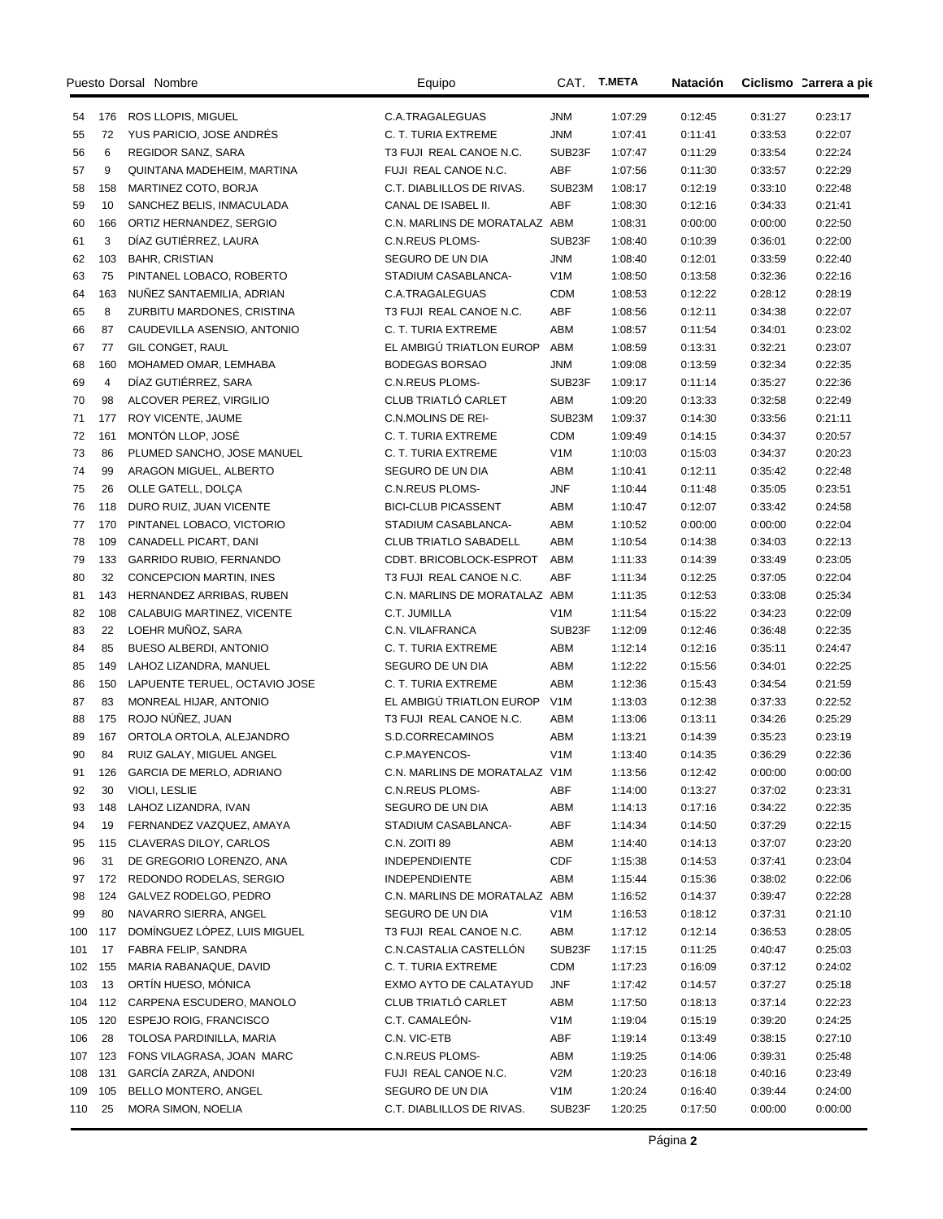| Puesto | Dorsal | Nombre | Equipo | CAT. | T.META | Natación | Ciclismo | Carrera a pie |
|---|---|---|---|---|---|---|---|---|
| 54 | 176 | ROS LLOPIS, MIGUEL | C.A.TRAGALEGUAS | JNM | 1:07:29 | 0:12:45 | 0:31:27 | 0:23:17 |
| 55 | 72 | YUS PARICIO, JOSE ANDRÉS | C. T. TURIA EXTREME | JNM | 1:07:41 | 0:11:41 | 0:33:53 | 0:22:07 |
| 56 | 6 | REGIDOR SANZ, SARA | T3 FUJI REAL CANOE N.C. | SUB23F | 1:07:47 | 0:11:29 | 0:33:54 | 0:22:24 |
| 57 | 9 | QUINTANA MADEHEIM, MARTINA | FUJI REAL CANOE N.C. | ABF | 1:07:56 | 0:11:30 | 0:33:57 | 0:22:29 |
| 58 | 158 | MARTINEZ COTO, BORJA | C.T. DIABLILLOS DE RIVAS. | SUB23M | 1:08:17 | 0:12:19 | 0:33:10 | 0:22:48 |
| 59 | 10 | SANCHEZ BELIS, INMACULADA | CANAL DE ISABEL II. | ABF | 1:08:30 | 0:12:16 | 0:34:33 | 0:21:41 |
| 60 | 166 | ORTIZ HERNANDEZ, SERGIO | C.N. MARLINS DE MORATALAZ | ABM | 1:08:31 | 0:00:00 | 0:00:00 | 0:22:50 |
| 61 | 3 | DÍAZ GUTIÉRREZ, LAURA | C.N.REUS PLOMS- | SUB23F | 1:08:40 | 0:10:39 | 0:36:01 | 0:22:00 |
| 62 | 103 | BAHR, CRISTIAN | SEGURO DE UN DIA | JNM | 1:08:40 | 0:12:01 | 0:33:59 | 0:22:40 |
| 63 | 75 | PINTANEL LOBACO, ROBERTO | STADIUM CASABLANCA- | V1M | 1:08:50 | 0:13:58 | 0:32:36 | 0:22:16 |
| 64 | 163 | NUÑEZ SANTAEMILIA, ADRIAN | C.A.TRAGALEGUAS | CDM | 1:08:53 | 0:12:22 | 0:28:12 | 0:28:19 |
| 65 | 8 | ZURBITU MARDONES, CRISTINA | T3 FUJI REAL CANOE N.C. | ABF | 1:08:56 | 0:12:11 | 0:34:38 | 0:22:07 |
| 66 | 87 | CAUDEVILLA ASENSIO, ANTONIO | C. T. TURIA EXTREME | ABM | 1:08:57 | 0:11:54 | 0:34:01 | 0:23:02 |
| 67 | 77 | GIL CONGET, RAUL | EL AMBIGÚ TRIATLON EUROP | ABM | 1:08:59 | 0:13:31 | 0:32:21 | 0:23:07 |
| 68 | 160 | MOHAMED OMAR, LEMHABA | BODEGAS BORSAO | JNM | 1:09:08 | 0:13:59 | 0:32:34 | 0:22:35 |
| 69 | 4 | DÍAZ GUTIÉRREZ, SARA | C.N.REUS PLOMS- | SUB23F | 1:09:17 | 0:11:14 | 0:35:27 | 0:22:36 |
| 70 | 98 | ALCOVER PEREZ, VIRGILIO | CLUB TRIATLÓ CARLET | ABM | 1:09:20 | 0:13:33 | 0:32:58 | 0:22:49 |
| 71 | 177 | ROY VICENTE, JAUME | C.N.MOLINS DE REI- | SUB23M | 1:09:37 | 0:14:30 | 0:33:56 | 0:21:11 |
| 72 | 161 | MONTÓN LLOP, JOSÉ | C. T. TURIA EXTREME | CDM | 1:09:49 | 0:14:15 | 0:34:37 | 0:20:57 |
| 73 | 86 | PLUMED SANCHO, JOSE MANUEL | C. T. TURIA EXTREME | V1M | 1:10:03 | 0:15:03 | 0:34:37 | 0:20:23 |
| 74 | 99 | ARAGON MIGUEL, ALBERTO | SEGURO DE UN DIA | ABM | 1:10:41 | 0:12:11 | 0:35:42 | 0:22:48 |
| 75 | 26 | OLLE GATELL, DOLÇA | C.N.REUS PLOMS- | JNF | 1:10:44 | 0:11:48 | 0:35:05 | 0:23:51 |
| 76 | 118 | DURO RUIZ, JUAN VICENTE | BICI-CLUB PICASSENT | ABM | 1:10:47 | 0:12:07 | 0:33:42 | 0:24:58 |
| 77 | 170 | PINTANEL LOBACO, VICTORIO | STADIUM CASABLANCA- | ABM | 1:10:52 | 0:00:00 | 0:00:00 | 0:22:04 |
| 78 | 109 | CANADELL PICART, DANI | CLUB TRIATLO SABADELL | ABM | 1:10:54 | 0:14:38 | 0:34:03 | 0:22:13 |
| 79 | 133 | GARRIDO RUBIO, FERNANDO | CDBT. BRICOBLOCK-ESPROT | ABM | 1:11:33 | 0:14:39 | 0:33:49 | 0:23:05 |
| 80 | 32 | CONCEPCION MARTIN, INES | T3 FUJI REAL CANOE N.C. | ABF | 1:11:34 | 0:12:25 | 0:37:05 | 0:22:04 |
| 81 | 143 | HERNANDEZ ARRIBAS, RUBEN | C.N. MARLINS DE MORATALAZ | ABM | 1:11:35 | 0:12:53 | 0:33:08 | 0:25:34 |
| 82 | 108 | CALABUIG MARTINEZ, VICENTE | C.T. JUMILLA | V1M | 1:11:54 | 0:15:22 | 0:34:23 | 0:22:09 |
| 83 | 22 | LOEHR MUÑOZ, SARA | C.N. VILAFRANCA | SUB23F | 1:12:09 | 0:12:46 | 0:36:48 | 0:22:35 |
| 84 | 85 | BUESO ALBERDI, ANTONIO | C. T. TURIA EXTREME | ABM | 1:12:14 | 0:12:16 | 0:35:11 | 0:24:47 |
| 85 | 149 | LAHOZ LIZANDRA, MANUEL | SEGURO DE UN DIA | ABM | 1:12:22 | 0:15:56 | 0:34:01 | 0:22:25 |
| 86 | 150 | LAPUENTE TERUEL, OCTAVIO JOSE | C. T. TURIA EXTREME | ABM | 1:12:36 | 0:15:43 | 0:34:54 | 0:21:59 |
| 87 | 83 | MONREAL HIJAR, ANTONIO | EL AMBIGÚ TRIATLON EUROP | V1M | 1:13:03 | 0:12:38 | 0:37:33 | 0:22:52 |
| 88 | 175 | ROJO NÚÑEZ, JUAN | T3 FUJI REAL CANOE N.C. | ABM | 1:13:06 | 0:13:11 | 0:34:26 | 0:25:29 |
| 89 | 167 | ORTOLA ORTOLA, ALEJANDRO | S.D.CORRECAMINOS | ABM | 1:13:21 | 0:14:39 | 0:35:23 | 0:23:19 |
| 90 | 84 | RUIZ GALAY, MIGUEL ANGEL | C.P.MAYENCOS- | V1M | 1:13:40 | 0:14:35 | 0:36:29 | 0:22:36 |
| 91 | 126 | GARCIA DE MERLO, ADRIANO | C.N. MARLINS DE MORATALAZ | V1M | 1:13:56 | 0:12:42 | 0:00:00 | 0:00:00 |
| 92 | 30 | VIOLI, LESLIE | C.N.REUS PLOMS- | ABF | 1:14:00 | 0:13:27 | 0:37:02 | 0:23:31 |
| 93 | 148 | LAHOZ LIZANDRA, IVAN | SEGURO DE UN DIA | ABM | 1:14:13 | 0:17:16 | 0:34:22 | 0:22:35 |
| 94 | 19 | FERNANDEZ VAZQUEZ, AMAYA | STADIUM CASABLANCA- | ABF | 1:14:34 | 0:14:50 | 0:37:29 | 0:22:15 |
| 95 | 115 | CLAVERAS DILOY, CARLOS | C.N. ZOITI 89 | ABM | 1:14:40 | 0:14:13 | 0:37:07 | 0:23:20 |
| 96 | 31 | DE GREGORIO LORENZO, ANA | INDEPENDIENTE | CDF | 1:15:38 | 0:14:53 | 0:37:41 | 0:23:04 |
| 97 | 172 | REDONDO RODELAS, SERGIO | INDEPENDIENTE | ABM | 1:15:44 | 0:15:36 | 0:38:02 | 0:22:06 |
| 98 | 124 | GALVEZ RODELGO, PEDRO | C.N. MARLINS DE MORATALAZ | ABM | 1:16:52 | 0:14:37 | 0:39:47 | 0:22:28 |
| 99 | 80 | NAVARRO SIERRA, ANGEL | SEGURO DE UN DIA | V1M | 1:16:53 | 0:18:12 | 0:37:31 | 0:21:10 |
| 100 | 117 | DOMÍNGUEZ LÓPEZ, LUIS MIGUEL | T3 FUJI REAL CANOE N.C. | ABM | 1:17:12 | 0:12:14 | 0:36:53 | 0:28:05 |
| 101 | 17 | FABRA FELIP, SANDRA | C.N.CASTALIA CASTELLÓN | SUB23F | 1:17:15 | 0:11:25 | 0:40:47 | 0:25:03 |
| 102 | 155 | MARIA RABANAQUE, DAVID | C. T. TURIA EXTREME | CDM | 1:17:23 | 0:16:09 | 0:37:12 | 0:24:02 |
| 103 | 13 | ORTÍN HUESO, MÓNICA | EXMO AYTO DE CALATAYUD | JNF | 1:17:42 | 0:14:57 | 0:37:27 | 0:25:18 |
| 104 | 112 | CARPENA ESCUDERO, MANOLO | CLUB TRIATLÓ CARLET | ABM | 1:17:50 | 0:18:13 | 0:37:14 | 0:22:23 |
| 105 | 120 | ESPEJO ROIG, FRANCISCO | C.T. CAMALEÓN- | V1M | 1:19:04 | 0:15:19 | 0:39:20 | 0:24:25 |
| 106 | 28 | TOLOSA PARDINILLA, MARIA | C.N. VIC-ETB | ABF | 1:19:14 | 0:13:49 | 0:38:15 | 0:27:10 |
| 107 | 123 | FONS VILAGRASA, JOAN MARC | C.N.REUS PLOMS- | ABM | 1:19:25 | 0:14:06 | 0:39:31 | 0:25:48 |
| 108 | 131 | GARCÍA ZARZA, ANDONI | FUJI REAL CANOE N.C. | V2M | 1:20:23 | 0:16:18 | 0:40:16 | 0:23:49 |
| 109 | 105 | BELLO MONTERO, ANGEL | SEGURO DE UN DIA | V1M | 1:20:24 | 0:16:40 | 0:39:44 | 0:24:00 |
| 110 | 25 | MORA SIMON, NOELIA | C.T. DIABLILLOS DE RIVAS. | SUB23F | 1:20:25 | 0:17:50 | 0:00:00 | 0:00:00 |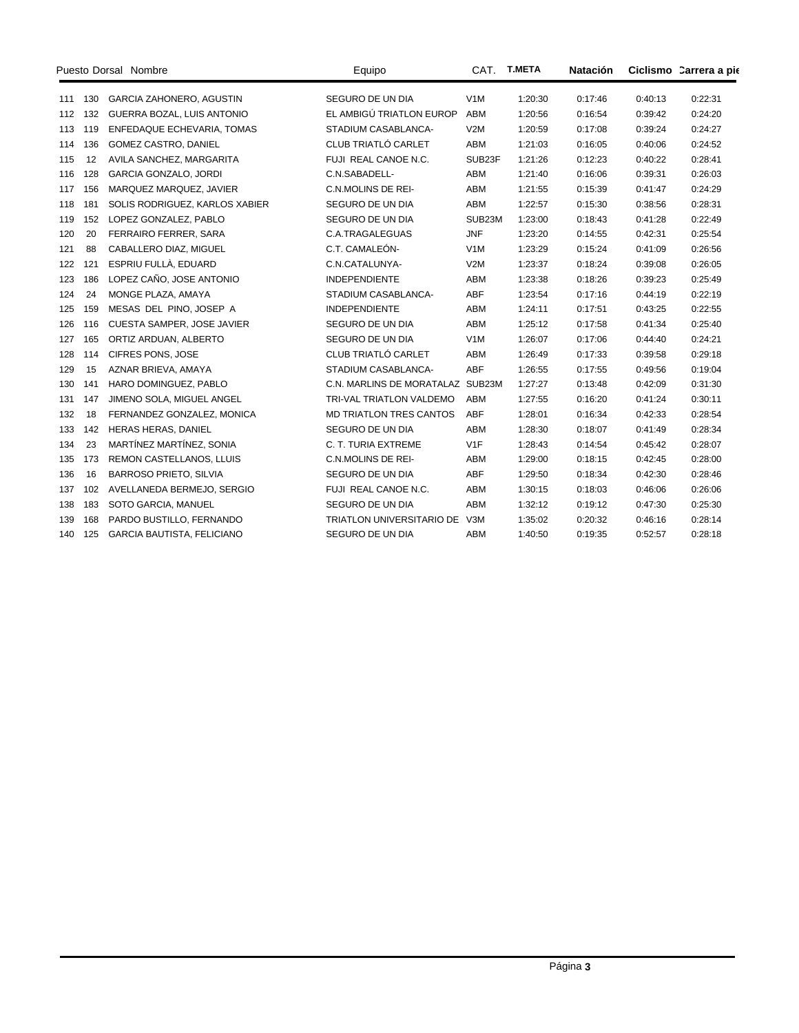| Puesto | Dorsal | Nombre | Equipo | CAT. | T.META | Natación | Ciclismo | Carrera a pie |
|---|---|---|---|---|---|---|---|---|
| 111 | 130 | GARCIA ZAHONERO, AGUSTIN | SEGURO DE UN DIA | V1M | 1:20:30 | 0:17:46 | 0:40:13 | 0:22:31 |
| 112 | 132 | GUERRA BOZAL, LUIS ANTONIO | EL AMBIGÚ TRIATLON EUROP | ABM | 1:20:56 | 0:16:54 | 0:39:42 | 0:24:20 |
| 113 | 119 | ENFEDAQUE ECHEVARIA, TOMAS | STADIUM CASABLANCA- | V2M | 1:20:59 | 0:17:08 | 0:39:24 | 0:24:27 |
| 114 | 136 | GOMEZ CASTRO, DANIEL | CLUB TRIATLÓ CARLET | ABM | 1:21:03 | 0:16:05 | 0:40:06 | 0:24:52 |
| 115 | 12 | AVILA SANCHEZ, MARGARITA | FUJI REAL CANOE N.C. | SUB23F | 1:21:26 | 0:12:23 | 0:40:22 | 0:28:41 |
| 116 | 128 | GARCIA GONZALO, JORDI | C.N.SABADELL- | ABM | 1:21:40 | 0:16:06 | 0:39:31 | 0:26:03 |
| 117 | 156 | MARQUEZ MARQUEZ, JAVIER | C.N.MOLINS DE REI- | ABM | 1:21:55 | 0:15:39 | 0:41:47 | 0:24:29 |
| 118 | 181 | SOLIS RODRIGUEZ, KARLOS XABIER | SEGURO DE UN DIA | ABM | 1:22:57 | 0:15:30 | 0:38:56 | 0:28:31 |
| 119 | 152 | LOPEZ GONZALEZ, PABLO | SEGURO DE UN DIA | SUB23M | 1:23:00 | 0:18:43 | 0:41:28 | 0:22:49 |
| 120 | 20 | FERRAIRO FERRER, SARA | C.A.TRAGALEGUAS | JNF | 1:23:20 | 0:14:55 | 0:42:31 | 0:25:54 |
| 121 | 88 | CABALLERO DIAZ, MIGUEL | C.T. CAMALEÓN- | V1M | 1:23:29 | 0:15:24 | 0:41:09 | 0:26:56 |
| 122 | 121 | ESPRIU FULLÀ, EDUARD | C.N.CATALUNYA- | V2M | 1:23:37 | 0:18:24 | 0:39:08 | 0:26:05 |
| 123 | 186 | LOPEZ CAÑO, JOSE ANTONIO | INDEPENDIENTE | ABM | 1:23:38 | 0:18:26 | 0:39:23 | 0:25:49 |
| 124 | 24 | MONGE PLAZA, AMAYA | STADIUM CASABLANCA- | ABF | 1:23:54 | 0:17:16 | 0:44:19 | 0:22:19 |
| 125 | 159 | MESAS DEL PINO, JOSEP A | INDEPENDIENTE | ABM | 1:24:11 | 0:17:51 | 0:43:25 | 0:22:55 |
| 126 | 116 | CUESTA SAMPER, JOSE JAVIER | SEGURO DE UN DIA | ABM | 1:25:12 | 0:17:58 | 0:41:34 | 0:25:40 |
| 127 | 165 | ORTIZ ARDUAN, ALBERTO | SEGURO DE UN DIA | V1M | 1:26:07 | 0:17:06 | 0:44:40 | 0:24:21 |
| 128 | 114 | CIFRES PONS, JOSE | CLUB TRIATLÓ CARLET | ABM | 1:26:49 | 0:17:33 | 0:39:58 | 0:29:18 |
| 129 | 15 | AZNAR BRIEVA, AMAYA | STADIUM CASABLANCA- | ABF | 1:26:55 | 0:17:55 | 0:49:56 | 0:19:04 |
| 130 | 141 | HARO DOMINGUEZ, PABLO | C.N. MARLINS DE MORATALAZ | SUB23M | 1:27:27 | 0:13:48 | 0:42:09 | 0:31:30 |
| 131 | 147 | JIMENO SOLA, MIGUEL ANGEL | TRI-VAL TRIATLON VALDEMO | ABM | 1:27:55 | 0:16:20 | 0:41:24 | 0:30:11 |
| 132 | 18 | FERNANDEZ GONZALEZ, MONICA | MD TRIATLON TRES CANTOS | ABF | 1:28:01 | 0:16:34 | 0:42:33 | 0:28:54 |
| 133 | 142 | HERAS HERAS, DANIEL | SEGURO DE UN DIA | ABM | 1:28:30 | 0:18:07 | 0:41:49 | 0:28:34 |
| 134 | 23 | MARTÍNEZ MARTÍNEZ, SONIA | C. T. TURIA EXTREME | V1F | 1:28:43 | 0:14:54 | 0:45:42 | 0:28:07 |
| 135 | 173 | REMON CASTELLANOS, LLUIS | C.N.MOLINS DE REI- | ABM | 1:29:00 | 0:18:15 | 0:42:45 | 0:28:00 |
| 136 | 16 | BARROSO PRIETO, SILVIA | SEGURO DE UN DIA | ABF | 1:29:50 | 0:18:34 | 0:42:30 | 0:28:46 |
| 137 | 102 | AVELLANEDA BERMEJO, SERGIO | FUJI REAL CANOE N.C. | ABM | 1:30:15 | 0:18:03 | 0:46:06 | 0:26:06 |
| 138 | 183 | SOTO GARCIA, MANUEL | SEGURO DE UN DIA | ABM | 1:32:12 | 0:19:12 | 0:47:30 | 0:25:30 |
| 139 | 168 | PARDO BUSTILLO, FERNANDO | TRIATLON UNIVERSITARIO DE | V3M | 1:35:02 | 0:20:32 | 0:46:16 | 0:28:14 |
| 140 | 125 | GARCIA BAUTISTA, FELICIANO | SEGURO DE UN DIA | ABM | 1:40:50 | 0:19:35 | 0:52:57 | 0:28:18 |